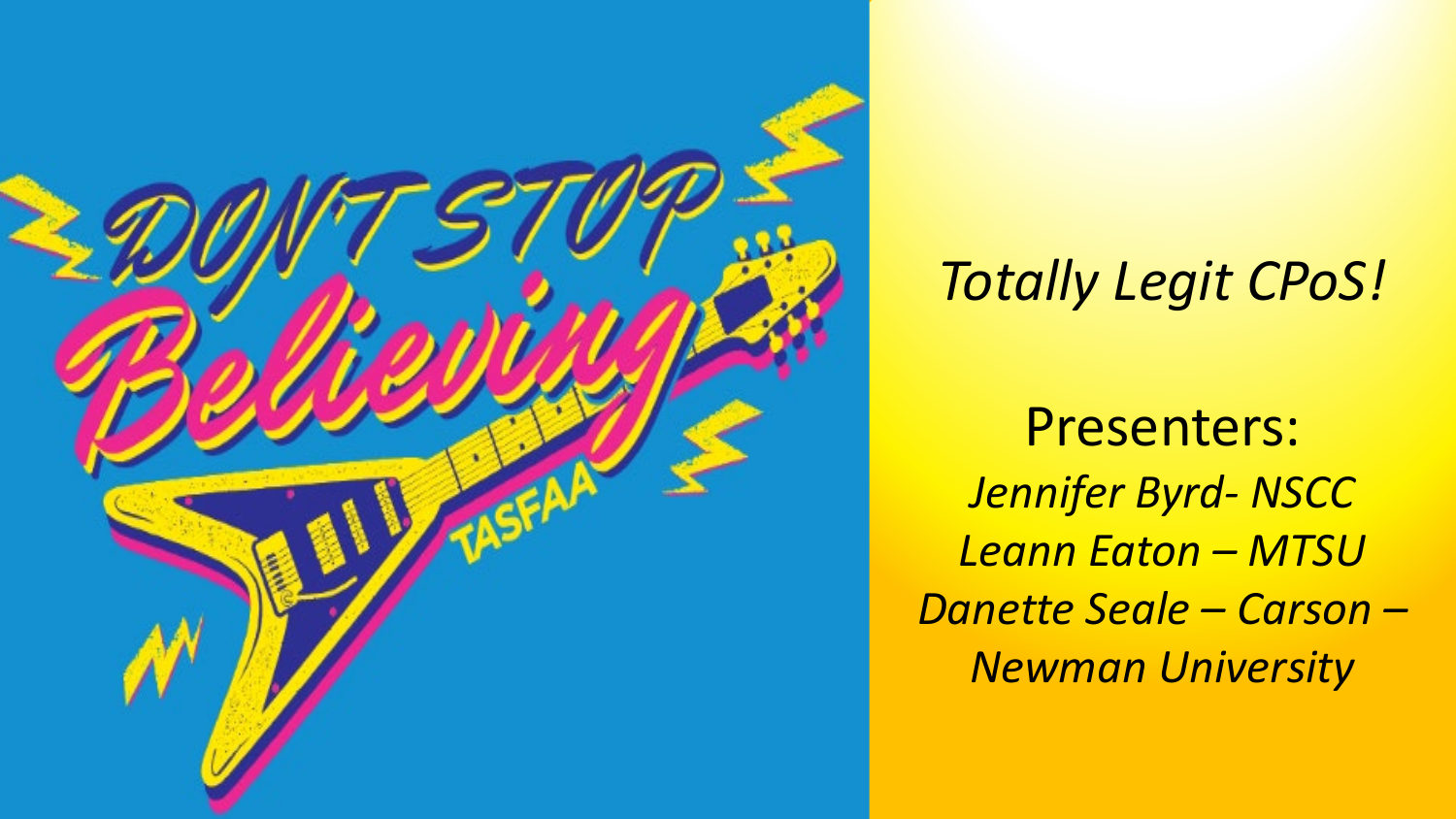DON'T STOP

Believing

TASFAA

# *Totally Legit CPoS!*

Presenters:

*Jennifer Byrd- NSCC*

*Leann Eaton – MTSU*

*Danette Seale – Carson – Newman University*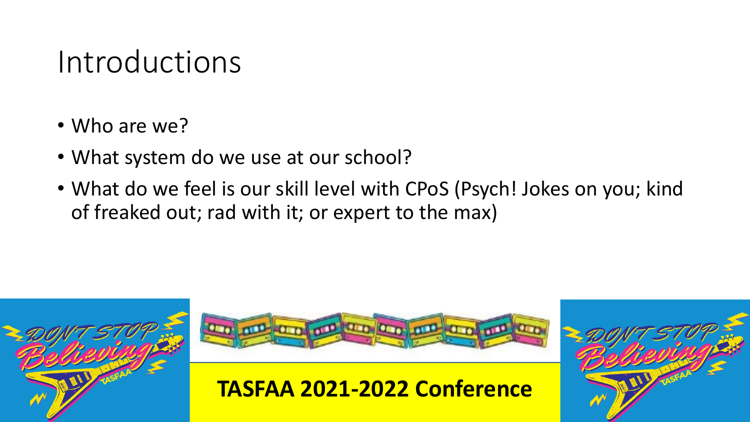# Introductions

- Who are we?
- What system do we use at our school?
- What do we feel is our skill level with CPoS (Psych! Jokes on you; kind of freaked out; rad with it; or expert to the max)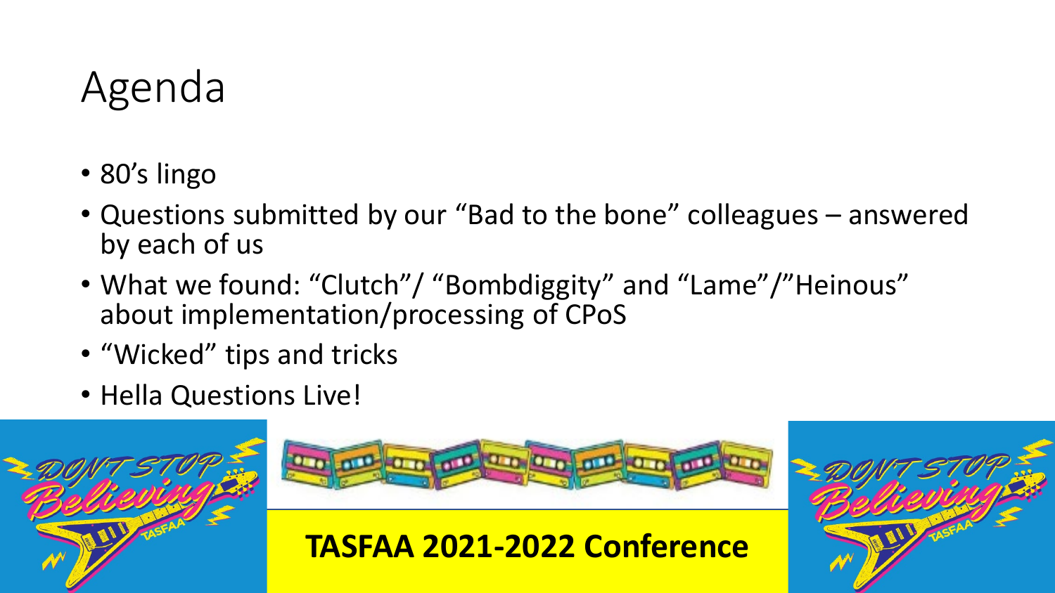# Agenda

- 80’s lingo
- Questions submitted by our “Bad to the bone” colleagues – answered by each of us
- What we found: “Clutch”/ “Bombdiggity” and “Lame”/”Heinous” about implementation/processing of CPoS
- “Wicked” tips and tricks
- Hella Questions Live!

**TASFAA 2021-2022 Conference**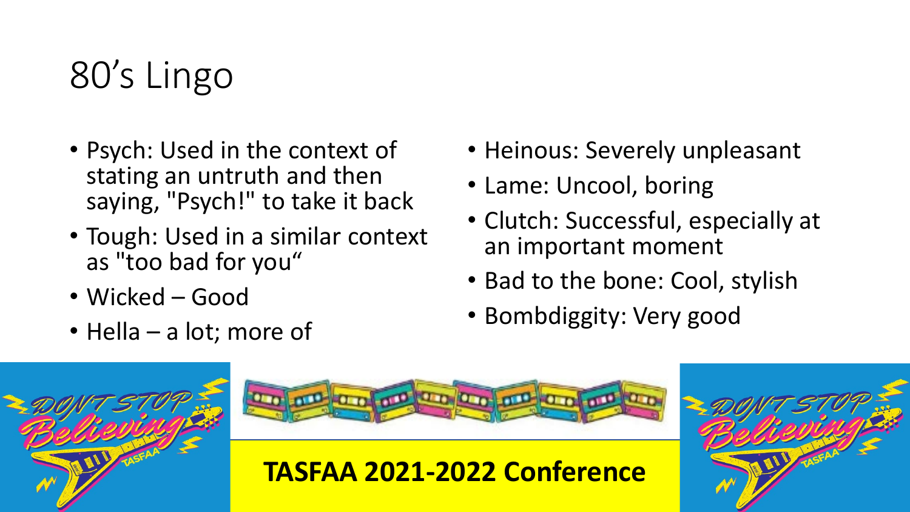# 80's Lingo

- Psych: Used in the context of stating an untruth and then saying, "Psych!" to take it back
- Tough: Used in a similar context as "too bad for you"
- Wicked – Good
- Hella – a lot; more of
- Heinous: Severely unpleasant
- Lame: Uncool, boring
- Clutch: Successful, especially at an important moment
- Bad to the bone: Cool, stylish
- Bombdiggity: Very good

**TASFAA 2021-2022 Conference**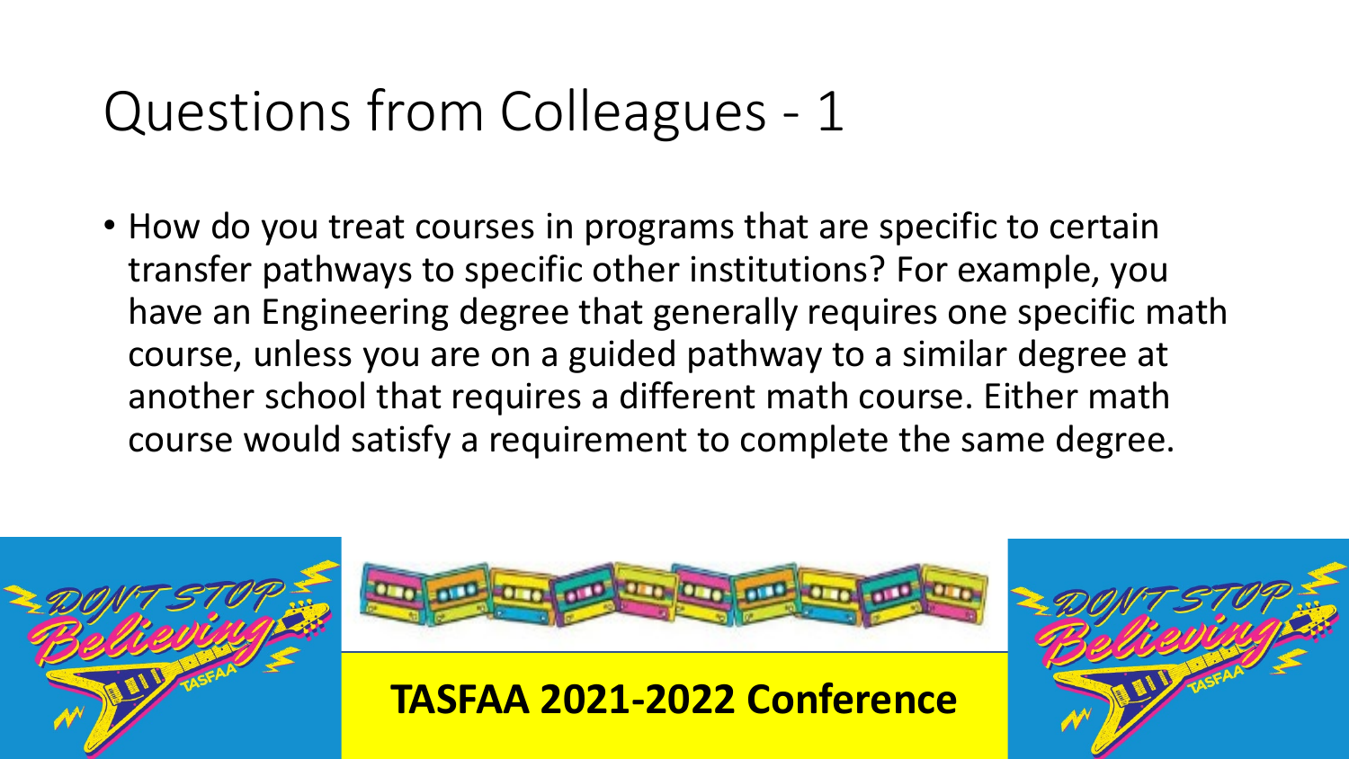# Questions from Colleagues - 1

- How do you treat courses in programs that are specific to certain transfer pathways to specific other institutions? For example, you have an Engineering degree that generally requires one specific math course, unless you are on a guided pathway to a similar degree at another school that requires a different math course. Either math course would satisfy a requirement to complete the same degree.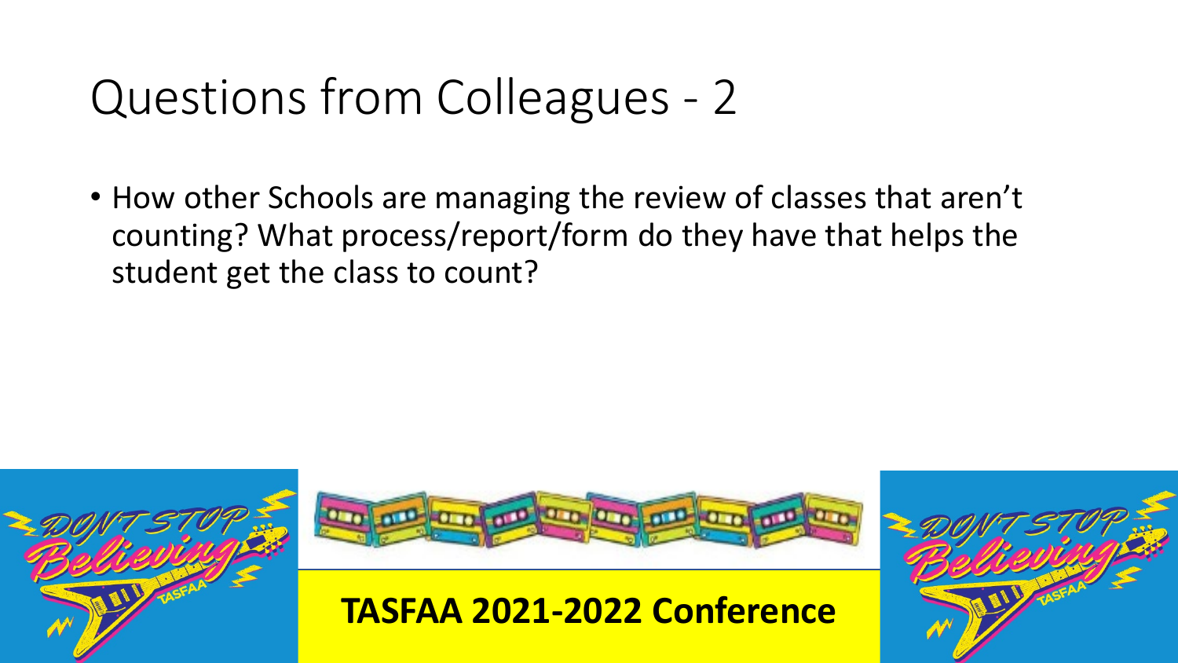# Questions from Colleagues - 2

- How other Schools are managing the review of classes that aren't counting? What process/report/form do they have that helps the student get the class to count?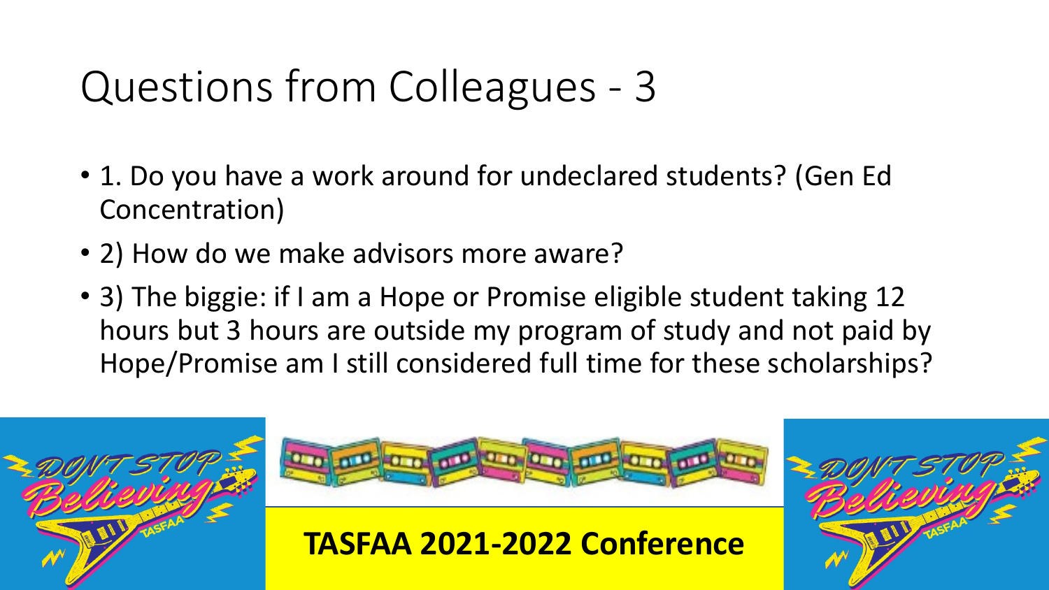# Questions from Colleagues - 3

- 1. Do you have a work around for undeclared students? (Gen Ed Concentration)
- 2) How do we make advisors more aware?
- 3) The biggie: if I am a Hope or Promise eligible student taking 12 hours but 3 hours are outside my program of study and not paid by Hope/Promise am I still considered full time for these scholarships?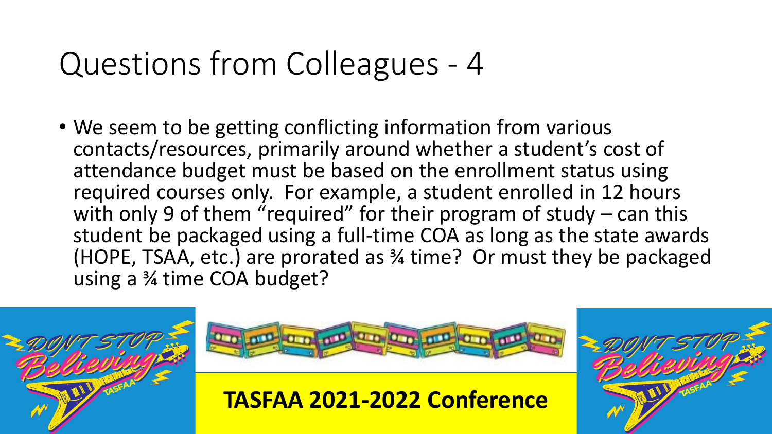# Questions from Colleagues - 4

- We seem to be getting conflicting information from various contacts/resources, primarily around whether a student's cost of attendance budget must be based on the enrollment status using required courses only. For example, a student enrolled in 12 hours with only 9 of them "required" for their program of study – can this student be packaged using a full-time COA as long as the state awards (HOPE, TSAA, etc.) are prorated as ¾ time? Or must they be packaged using a ¾ time COA budget?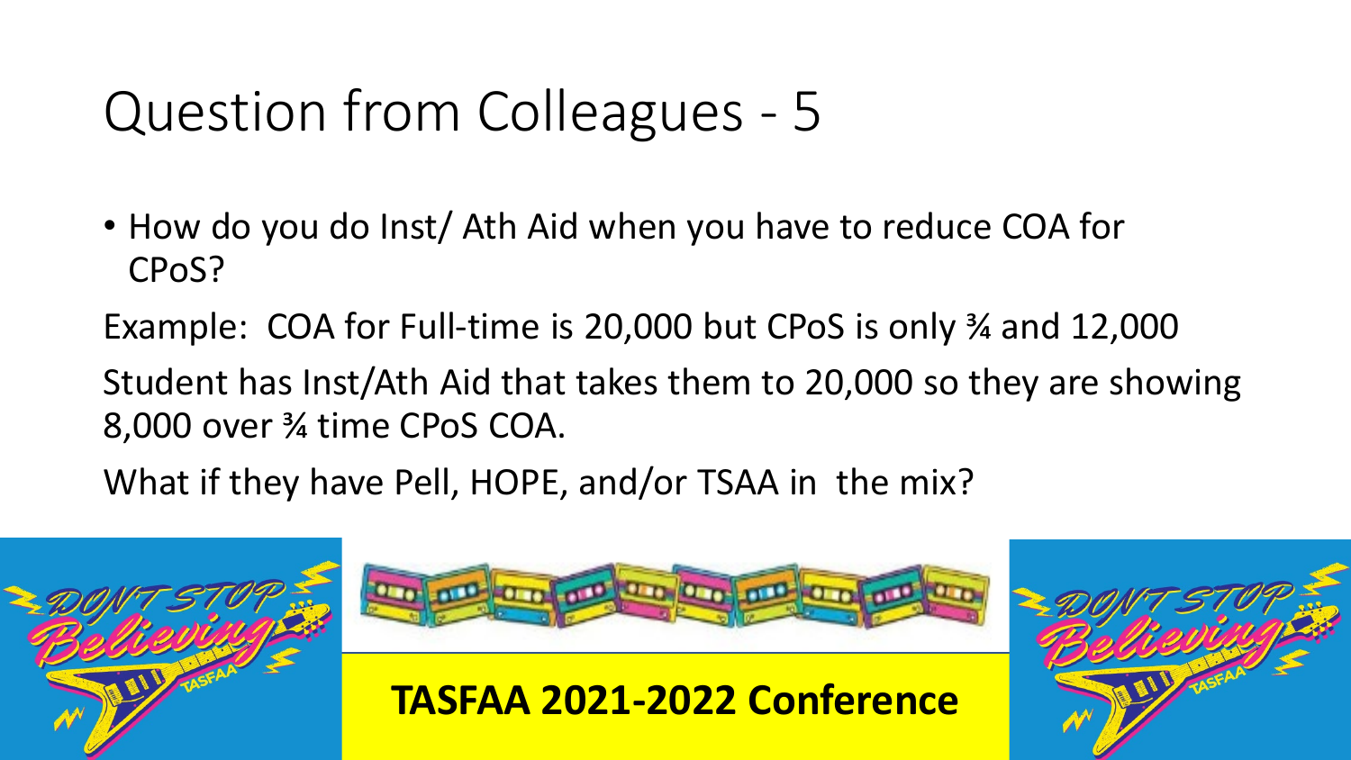# Question from Colleagues - 5

- How do you do Inst/ Ath Aid when you have to reduce COA for CPoS?

Example: COA for Full-time is 20,000 but CPoS is only ¾ and 12,000

Student has Inst/Ath Aid that takes them to 20,000 so they are showing 8,000 over ¾ time CPoS COA.

What if they have Pell, HOPE, and/or TSAA in the mix?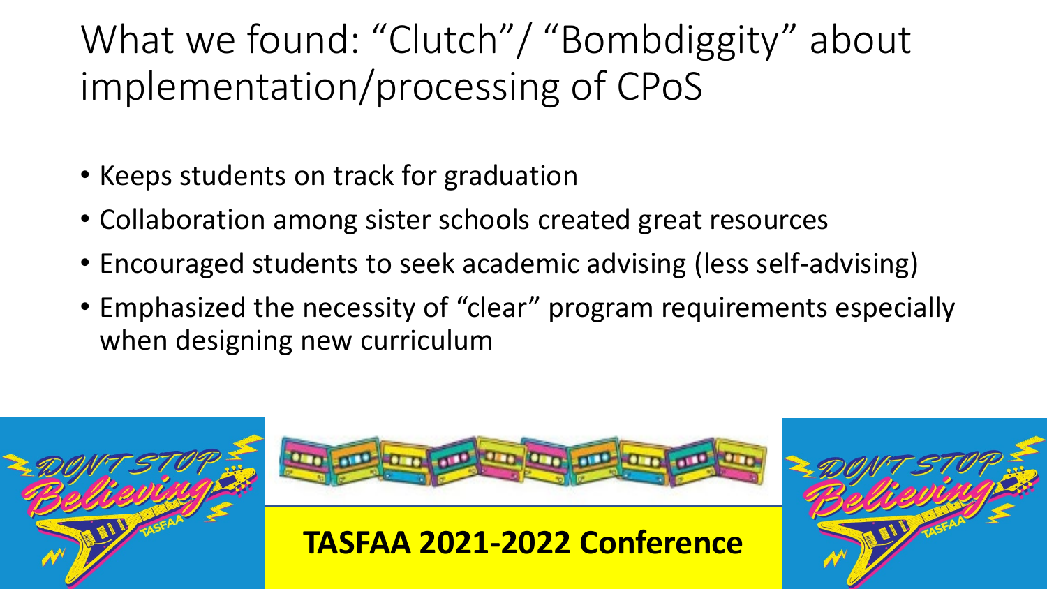# What we found: "Clutch"/ "Bombdiggity" about implementation/processing of CPoS

- Keeps students on track for graduation
- Collaboration among sister schools created great resources
- Encouraged students to seek academic advising (less self-advising)
- Emphasized the necessity of "clear" program requirements especially when designing new curriculum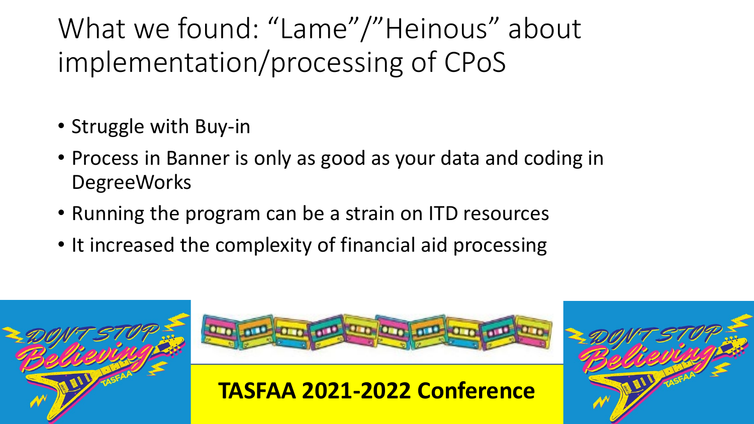# What we found: "Lame"/"Heinous" about implementation/processing of CPoS

- Struggle with Buy-in
- Process in Banner is only as good as your data and coding in DegreeWorks
- Running the program can be a strain on ITD resources
- It increased the complexity of financial aid processing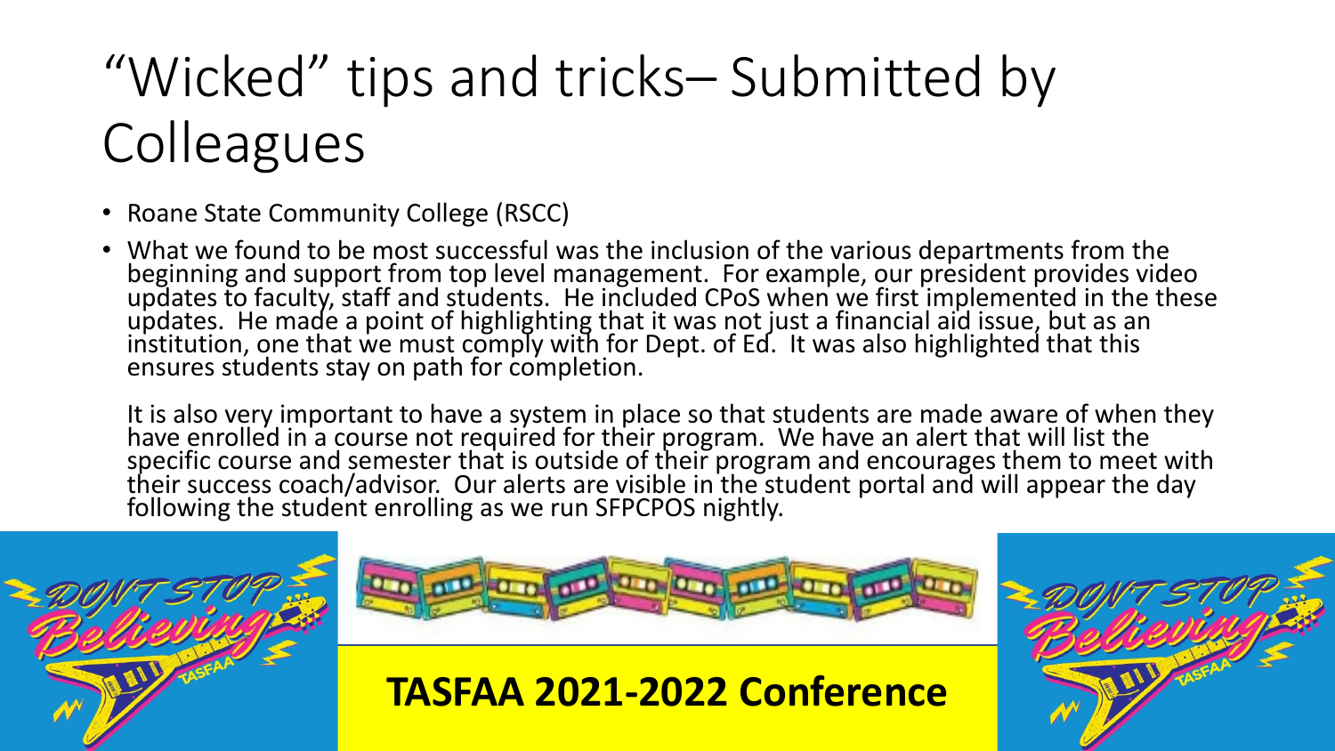# "Wicked" tips and tricks– Submitted by Colleagues

- Roane State Community College (RSCC)
- What we found to be most successful was the inclusion of the various departments from the beginning and support from top level management. For example, our president provides video updates to faculty, staff and students. He included CPoS when we first implemented in the these updates. He made a point of highlighting that it was not just a financial aid issue, but as an institution, one that we must comply with for Dept. of Ed. It was also highlighted that this ensures students stay on path for completion.

  It is also very important to have a system in place so that students are made aware of when they have enrolled in a course not required for their program. We have an alert that will list the specific course and semester that is outside of their program and encourages them to meet with their success coach/advisor. Our alerts are visible in the student portal and will appear the day following the student enrolling as we run SFPCPOS nightly.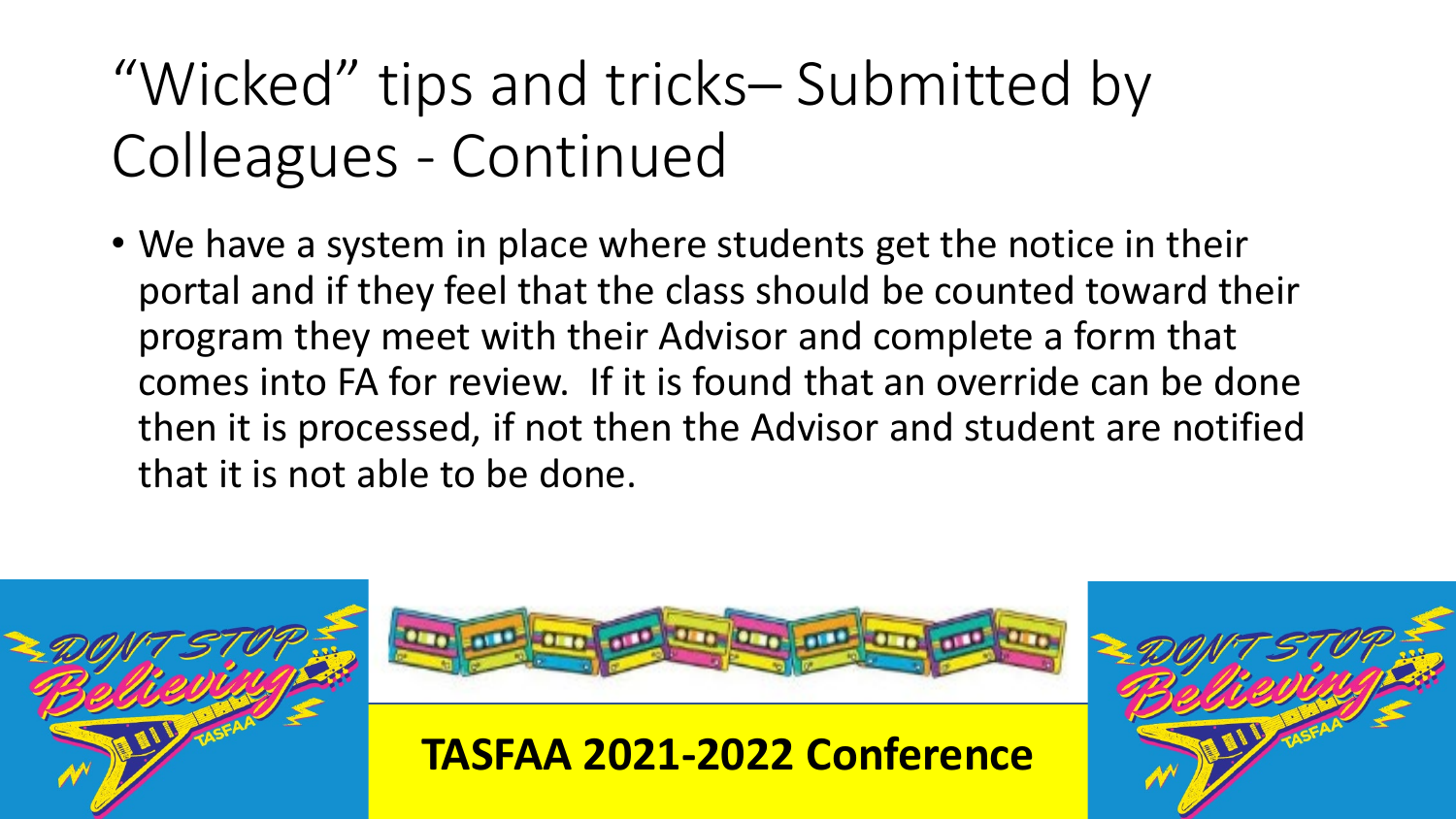# “Wicked” tips and tricks– Submitted by Colleagues - Continued

- We have a system in place where students get the notice in their portal and if they feel that the class should be counted toward their program they meet with their Advisor and complete a form that comes into FA for review. If it is found that an override can be done then it is processed, if not then the Advisor and student are notified that it is not able to be done.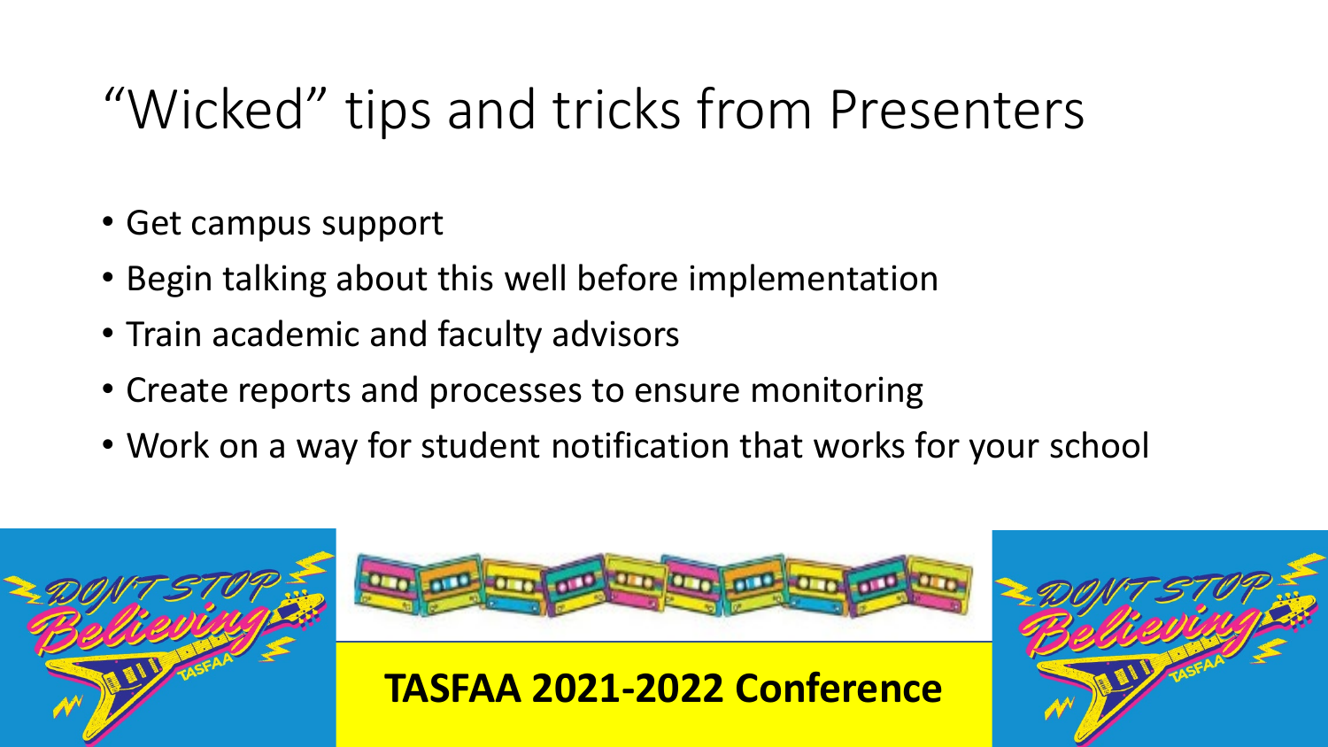# “Wicked” tips and tricks from Presenters

- Get campus support
- Begin talking about this well before implementation
- Train academic and faculty advisors
- Create reports and processes to ensure monitoring
- Work on a way for student notification that works for your school

**TASFAA 2021-2022 Conference**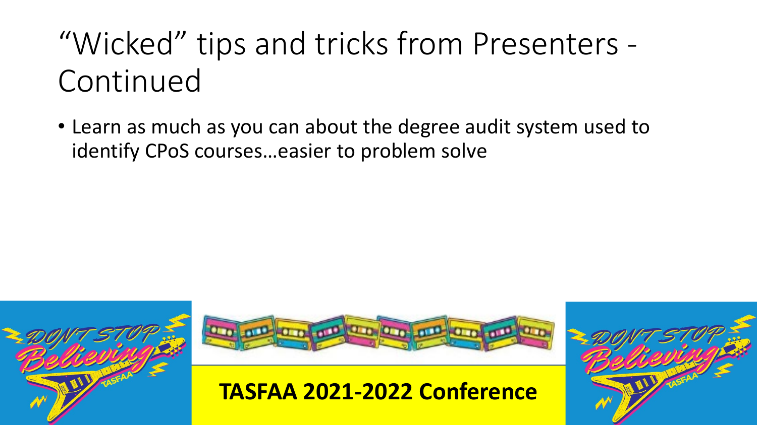# “Wicked” tips and tricks from Presenters - Continued

- Learn as much as you can about the degree audit system used to identify CPoS courses…easier to problem solve

**TASFAA 2021-2022 Conference**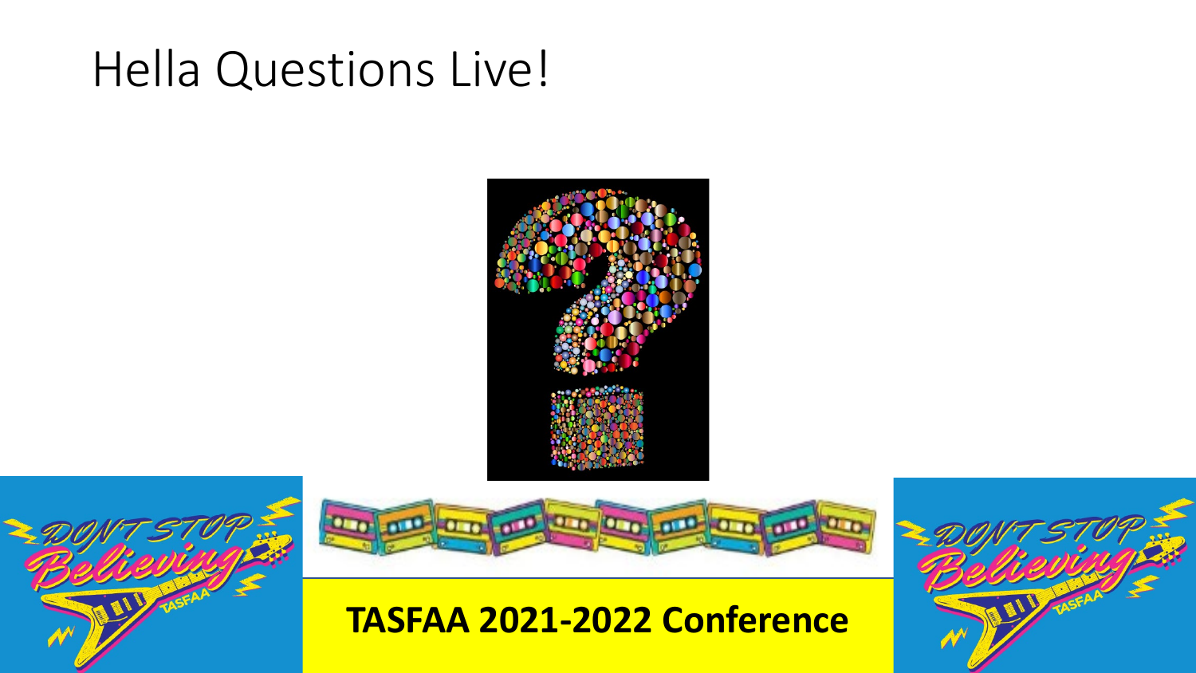# Hella Questions Live!

**TASFAA 2021-2022 Conference**